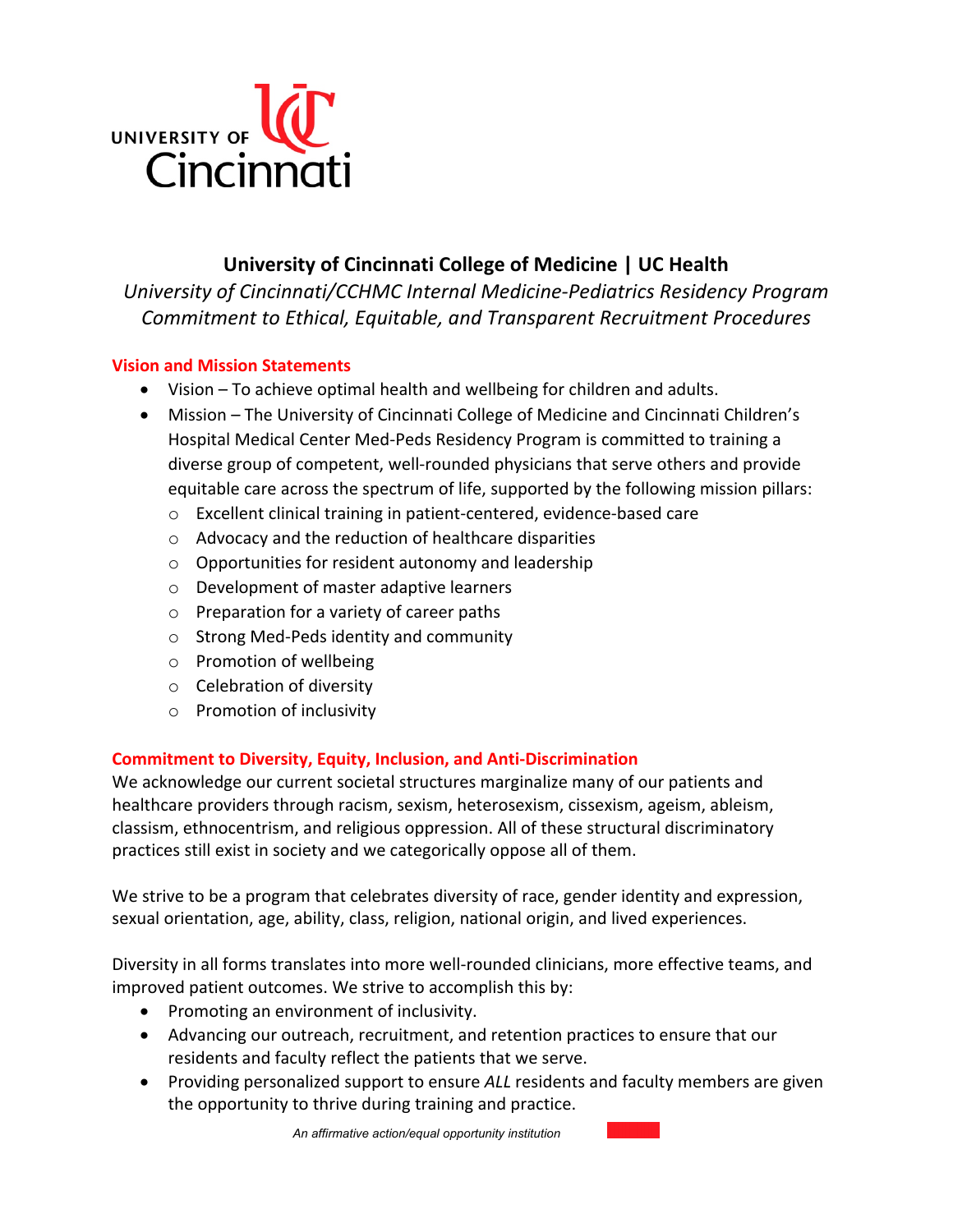UNIVERSITY OF Cincinnati

# University of Cincinnati College of Medicine | UC Health

*University of Cincinnati/CCHMC Internal Medicine-Pediatrics Residency Program*
*Commitment to Ethical, Equitable, and Transparent Recruitment Procedures*

## Vision and Mission Statements

- Vision – To achieve optimal health and wellbeing for children and adults.
- Mission – The University of Cincinnati College of Medicine and Cincinnati Children's Hospital Medical Center Med-Peds Residency Program is committed to training a diverse group of competent, well-rounded physicians that serve others and provide equitable care across the spectrum of life, supported by the following mission pillars:
  - Excellent clinical training in patient-centered, evidence-based care
  - Advocacy and the reduction of healthcare disparities
  - Opportunities for resident autonomy and leadership
  - Development of master adaptive learners
  - Preparation for a variety of career paths
  - Strong Med-Peds identity and community
  - Promotion of wellbeing
  - Celebration of diversity
  - Promotion of inclusivity

## Commitment to Diversity, Equity, Inclusion, and Anti-Discrimination

We acknowledge our current societal structures marginalize many of our patients and healthcare providers through racism, sexism, heterosexism, cissexism, ageism, ableism, classism, ethnocentrism, and religious oppression. All of these structural discriminatory practices still exist in society and we categorically oppose all of them.

We strive to be a program that celebrates diversity of race, gender identity and expression, sexual orientation, age, ability, class, religion, national origin, and lived experiences.

Diversity in all forms translates into more well-rounded clinicians, more effective teams, and improved patient outcomes. We strive to accomplish this by:

- Promoting an environment of inclusivity.
- Advancing our outreach, recruitment, and retention practices to ensure that our residents and faculty reflect the patients that we serve.
- Providing personalized support to ensure *ALL* residents and faculty members are given the opportunity to thrive during training and practice.

*An affirmative action/equal opportunity institution*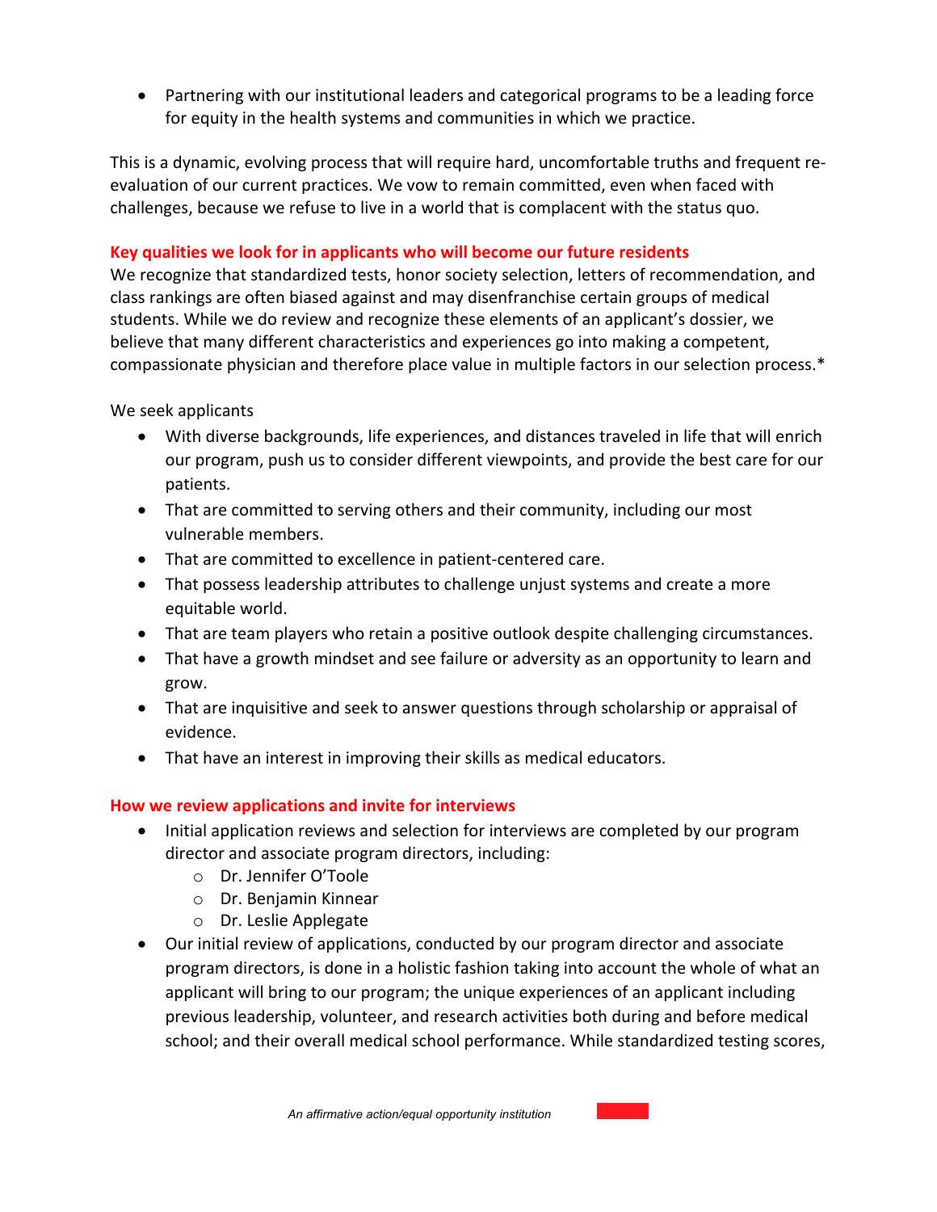- Partnering with our institutional leaders and categorical programs to be a leading force for equity in the health systems and communities in which we practice.

This is a dynamic, evolving process that will require hard, uncomfortable truths and frequent re-evaluation of our current practices. We vow to remain committed, even when faced with challenges, because we refuse to live in a world that is complacent with the status quo.

**Key qualities we look for in applicants who will become our future residents**

We recognize that standardized tests, honor society selection, letters of recommendation, and class rankings are often biased against and may disenfranchise certain groups of medical students. While we do review and recognize these elements of an applicant's dossier, we believe that many different characteristics and experiences go into making a competent, compassionate physician and therefore place value in multiple factors in our selection process.*

We seek applicants

- With diverse backgrounds, life experiences, and distances traveled in life that will enrich our program, push us to consider different viewpoints, and provide the best care for our patients.
- That are committed to serving others and their community, including our most vulnerable members.
- That are committed to excellence in patient-centered care.
- That possess leadership attributes to challenge unjust systems and create a more equitable world.
- That are team players who retain a positive outlook despite challenging circumstances.
- That have a growth mindset and see failure or adversity as an opportunity to learn and grow.
- That are inquisitive and seek to answer questions through scholarship or appraisal of evidence.
- That have an interest in improving their skills as medical educators.

**How we review applications and invite for interviews**

- Initial application reviews and selection for interviews are completed by our program director and associate program directors, including:
  - Dr. Jennifer O'Toole
  - Dr. Benjamin Kinnear
  - Dr. Leslie Applegate
- Our initial review of applications, conducted by our program director and associate program directors, is done in a holistic fashion taking into account the whole of what an applicant will bring to our program; the unique experiences of an applicant including previous leadership, volunteer, and research activities both during and before medical school; and their overall medical school performance. While standardized testing scores,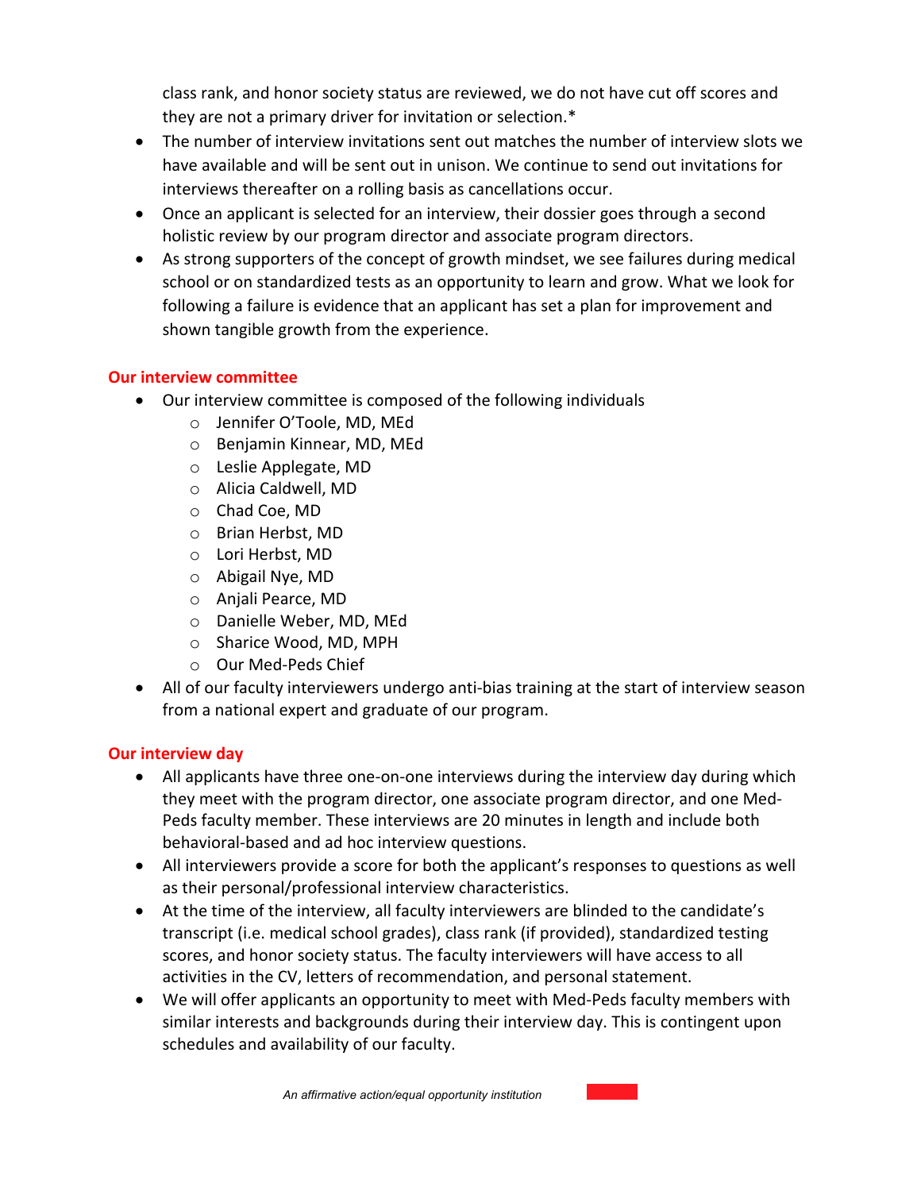class rank, and honor society status are reviewed, we do not have cut off scores and they are not a primary driver for invitation or selection.*

- The number of interview invitations sent out matches the number of interview slots we have available and will be sent out in unison. We continue to send out invitations for interviews thereafter on a rolling basis as cancellations occur.
- Once an applicant is selected for an interview, their dossier goes through a second holistic review by our program director and associate program directors.
- As strong supporters of the concept of growth mindset, we see failures during medical school or on standardized tests as an opportunity to learn and grow. What we look for following a failure is evidence that an applicant has set a plan for improvement and shown tangible growth from the experience.

## Our interview committee

- Our interview committee is composed of the following individuals
  - Jennifer O'Toole, MD, MEd
  - Benjamin Kinnear, MD, MEd
  - Leslie Applegate, MD
  - Alicia Caldwell, MD
  - Chad Coe, MD
  - Brian Herbst, MD
  - Lori Herbst, MD
  - Abigail Nye, MD
  - Anjali Pearce, MD
  - Danielle Weber, MD, MEd
  - Sharice Wood, MD, MPH
  - Our Med-Peds Chief
- All of our faculty interviewers undergo anti-bias training at the start of interview season from a national expert and graduate of our program.

## Our interview day

- All applicants have three one-on-one interviews during the interview day during which they meet with the program director, one associate program director, and one Med-Peds faculty member. These interviews are 20 minutes in length and include both behavioral-based and ad hoc interview questions.
- All interviewers provide a score for both the applicant's responses to questions as well as their personal/professional interview characteristics.
- At the time of the interview, all faculty interviewers are blinded to the candidate's transcript (i.e. medical school grades), class rank (if provided), standardized testing scores, and honor society status. The faculty interviewers will have access to all activities in the CV, letters of recommendation, and personal statement.
- We will offer applicants an opportunity to meet with Med-Peds faculty members with similar interests and backgrounds during their interview day. This is contingent upon schedules and availability of our faculty.

*An affirmative action/equal opportunity institution*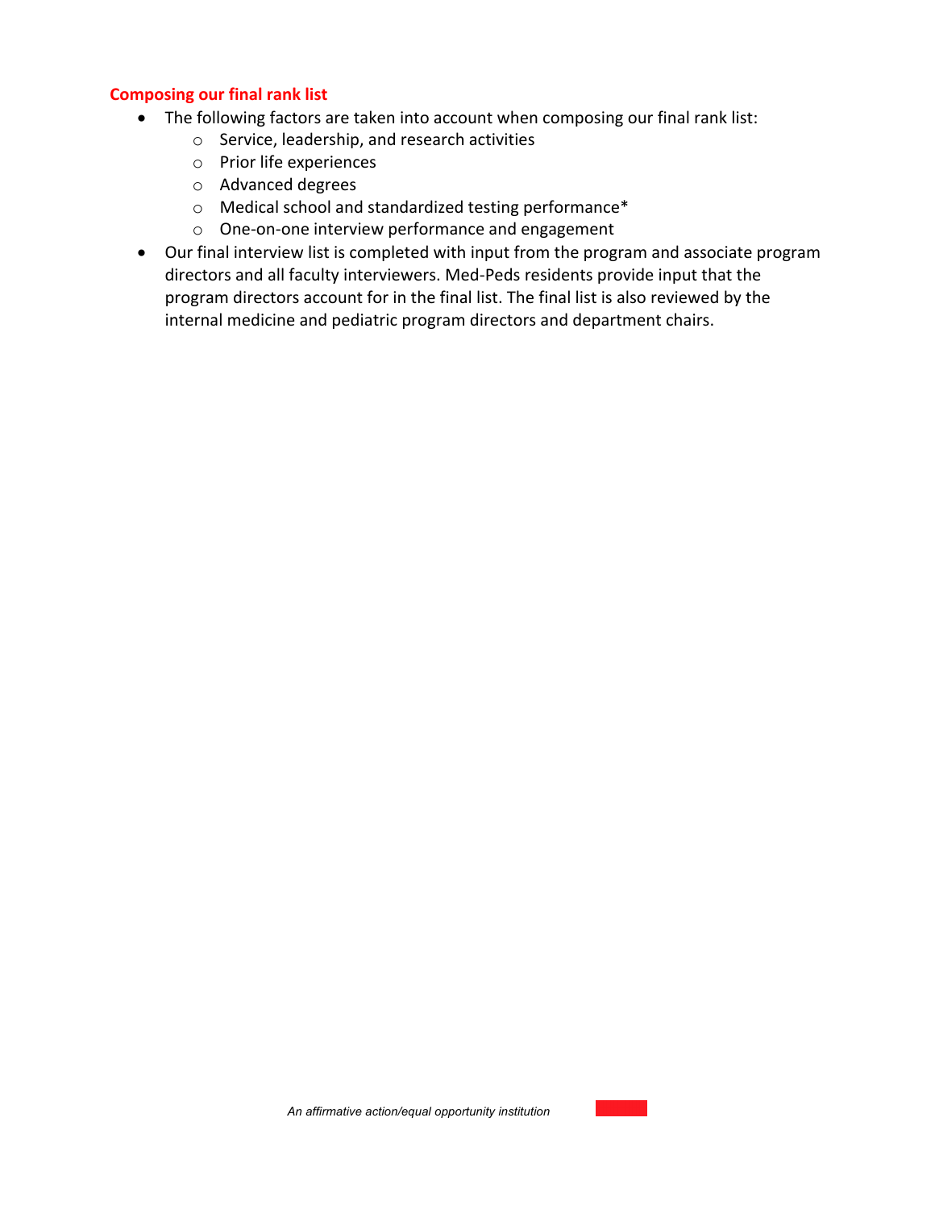## Composing our final rank list

- The following factors are taken into account when composing our final rank list:
  - Service, leadership, and research activities
  - Prior life experiences
  - Advanced degrees
  - Medical school and standardized testing performance*
  - One-on-one interview performance and engagement
- Our final interview list is completed with input from the program and associate program directors and all faculty interviewers. Med-Peds residents provide input that the program directors account for in the final list. The final list is also reviewed by the internal medicine and pediatric program directors and department chairs.

*An affirmative action/equal opportunity institution*